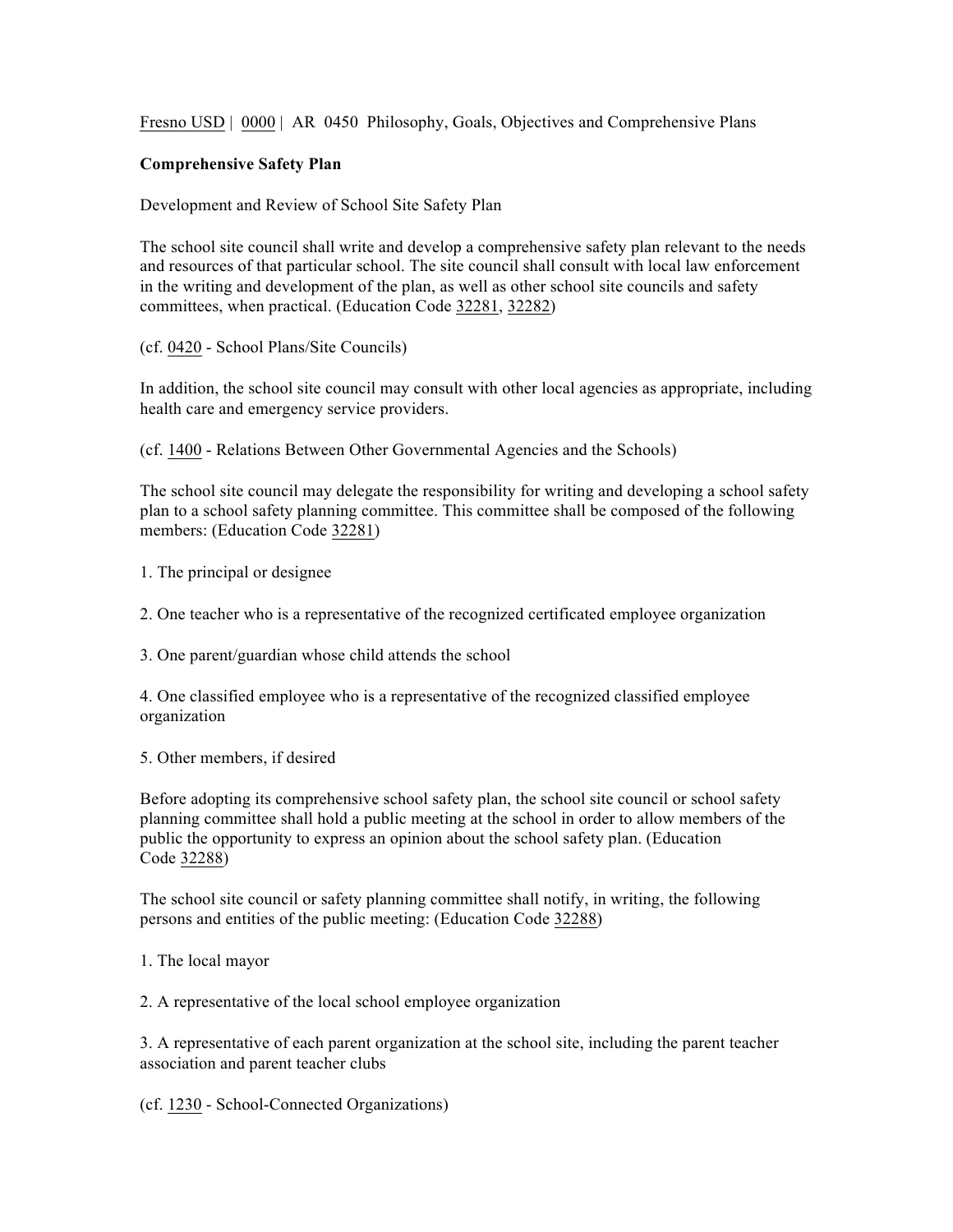Fresno USD | 0000 | AR 0450 Philosophy, Goals, Objectives and Comprehensive Plans

**Comprehensive Safety Plan**

Development and Review of School Site Safety Plan

The school site council shall write and develop a comprehensive safety plan relevant to the needs and resources of that particular school. The site council shall consult with local law enforcement in the writing and development of the plan, as well as other school site councils and safety committees, when practical. (Education Code 32281, 32282)

(cf. 0420 - School Plans/Site Councils)

In addition, the school site council may consult with other local agencies as appropriate, including health care and emergency service providers.

(cf. 1400 - Relations Between Other Governmental Agencies and the Schools)

The school site council may delegate the responsibility for writing and developing a school safety plan to a school safety planning committee. This committee shall be composed of the following members: (Education Code 32281)

1. The principal or designee

2. One teacher who is a representative of the recognized certificated employee organization

3. One parent/guardian whose child attends the school

4. One classified employee who is a representative of the recognized classified employee organization

5. Other members, if desired

Before adopting its comprehensive school safety plan, the school site council or school safety planning committee shall hold a public meeting at the school in order to allow members of the public the opportunity to express an opinion about the school safety plan. (Education Code 32288)

The school site council or safety planning committee shall notify, in writing, the following persons and entities of the public meeting: (Education Code 32288)

1. The local mayor

2. A representative of the local school employee organization

3. A representative of each parent organization at the school site, including the parent teacher association and parent teacher clubs

(cf. 1230 - School-Connected Organizations)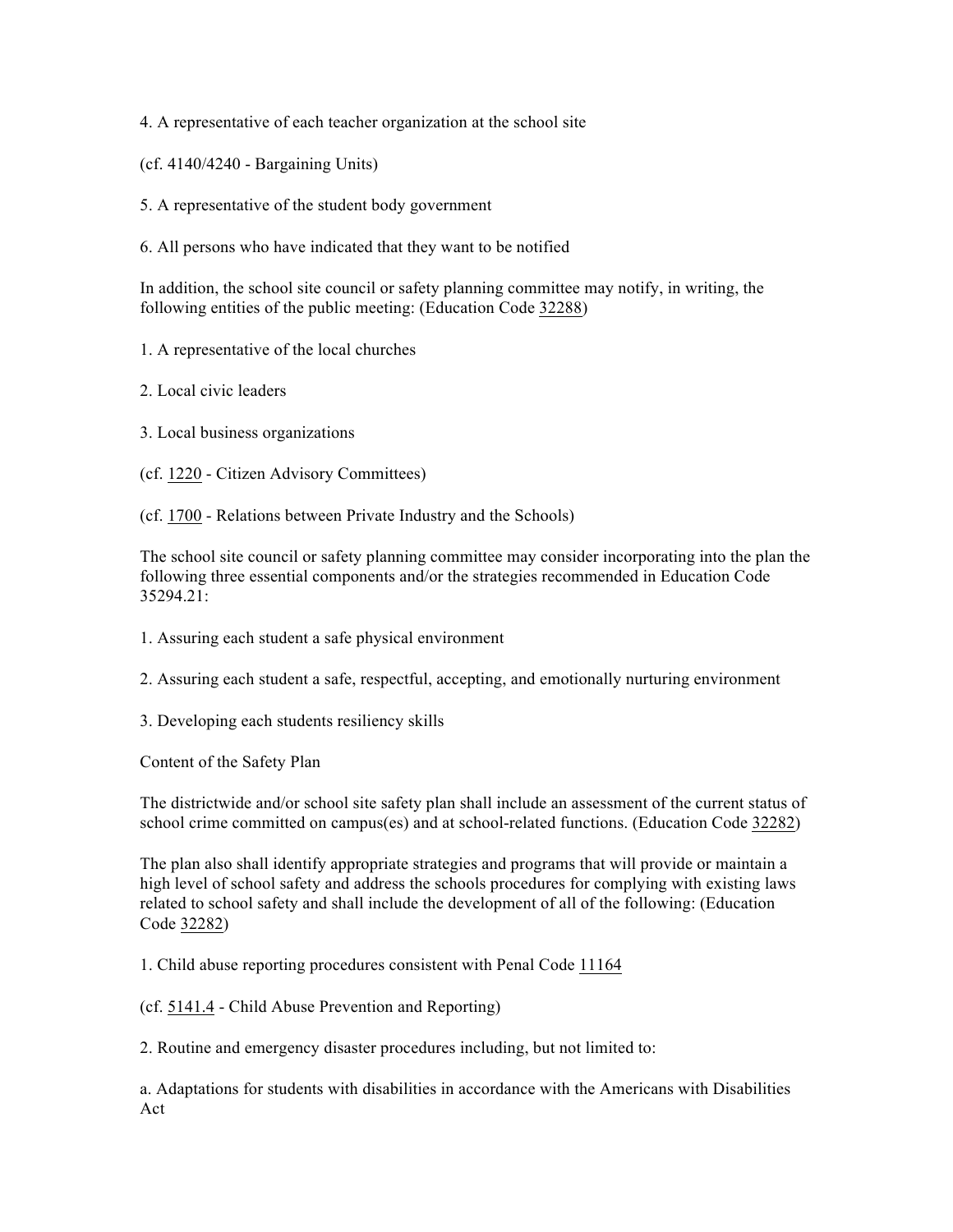4. A representative of each teacher organization at the school site

(cf. 4140/4240 - Bargaining Units)

5. A representative of the student body government

6. All persons who have indicated that they want to be notified

In addition, the school site council or safety planning committee may notify, in writing, the following entities of the public meeting: (Education Code 32288)

1. A representative of the local churches

2. Local civic leaders

3. Local business organizations

(cf. 1220 - Citizen Advisory Committees)

(cf. 1700 - Relations between Private Industry and the Schools)

The school site council or safety planning committee may consider incorporating into the plan the following three essential components and/or the strategies recommended in Education Code 35294.21:

1. Assuring each student a safe physical environment

2. Assuring each student a safe, respectful, accepting, and emotionally nurturing environment

3. Developing each students resiliency skills

Content of the Safety Plan

The districtwide and/or school site safety plan shall include an assessment of the current status of school crime committed on campus(es) and at school-related functions. (Education Code 32282)

The plan also shall identify appropriate strategies and programs that will provide or maintain a high level of school safety and address the schools procedures for complying with existing laws related to school safety and shall include the development of all of the following: (Education Code 32282)

1. Child abuse reporting procedures consistent with Penal Code 11164

(cf. 5141.4 - Child Abuse Prevention and Reporting)

2. Routine and emergency disaster procedures including, but not limited to:

a. Adaptations for students with disabilities in accordance with the Americans with Disabilities Act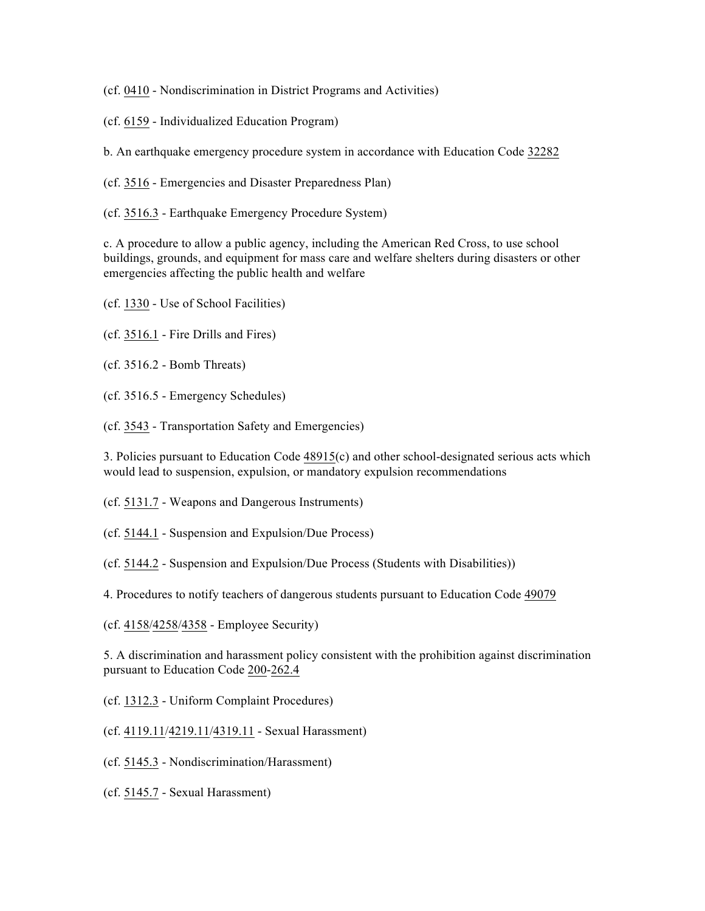(cf. 0410 - Nondiscrimination in District Programs and Activities)

(cf. 6159 - Individualized Education Program)

b. An earthquake emergency procedure system in accordance with Education Code 32282

(cf. 3516 - Emergencies and Disaster Preparedness Plan)

(cf. 3516.3 - Earthquake Emergency Procedure System)

c. A procedure to allow a public agency, including the American Red Cross, to use school buildings, grounds, and equipment for mass care and welfare shelters during disasters or other emergencies affecting the public health and welfare

(cf. 1330 - Use of School Facilities)

(cf. 3516.1 - Fire Drills and Fires)

(cf. 3516.2 - Bomb Threats)

(cf. 3516.5 - Emergency Schedules)

(cf. 3543 - Transportation Safety and Emergencies)

3. Policies pursuant to Education Code 48915(c) and other school-designated serious acts which would lead to suspension, expulsion, or mandatory expulsion recommendations

(cf. 5131.7 - Weapons and Dangerous Instruments)

(cf. 5144.1 - Suspension and Expulsion/Due Process)

(cf. 5144.2 - Suspension and Expulsion/Due Process (Students with Disabilities))

4. Procedures to notify teachers of dangerous students pursuant to Education Code 49079

(cf. 4158/4258/4358 - Employee Security)

5. A discrimination and harassment policy consistent with the prohibition against discrimination pursuant to Education Code 200-262.4

(cf. 1312.3 - Uniform Complaint Procedures)

(cf. 4119.11/4219.11/4319.11 - Sexual Harassment)

(cf. 5145.3 - Nondiscrimination/Harassment)

(cf. 5145.7 - Sexual Harassment)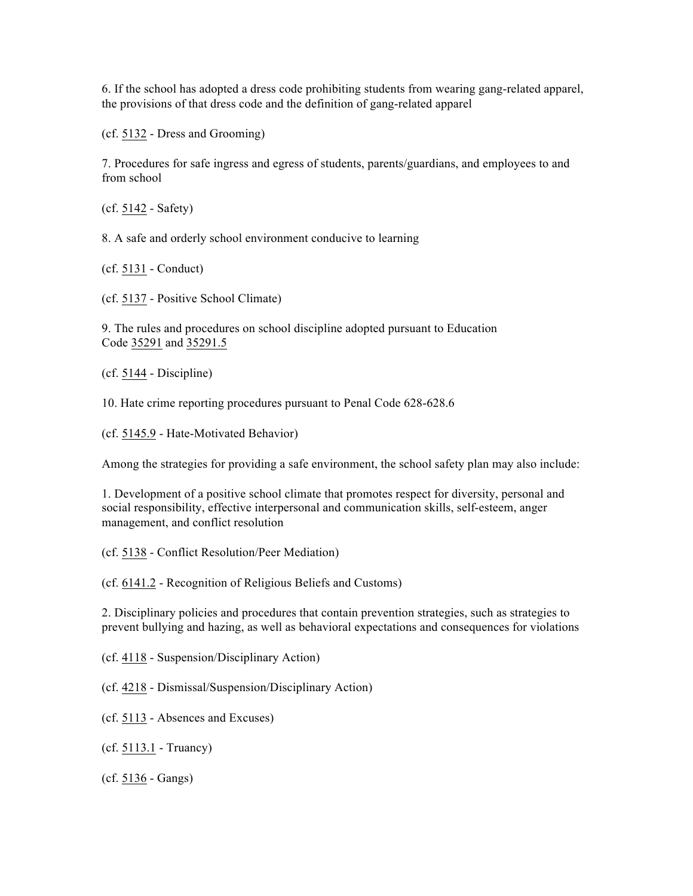6. If the school has adopted a dress code prohibiting students from wearing gang-related apparel, the provisions of that dress code and the definition of gang-related apparel

(cf. 5132 - Dress and Grooming)

7. Procedures for safe ingress and egress of students, parents/guardians, and employees to and from school

(cf. 5142 - Safety)

8. A safe and orderly school environment conducive to learning

(cf. 5131 - Conduct)

(cf. 5137 - Positive School Climate)

9. The rules and procedures on school discipline adopted pursuant to Education Code 35291 and 35291.5

(cf. 5144 - Discipline)

10. Hate crime reporting procedures pursuant to Penal Code 628-628.6

(cf. 5145.9 - Hate-Motivated Behavior)

Among the strategies for providing a safe environment, the school safety plan may also include:

1. Development of a positive school climate that promotes respect for diversity, personal and social responsibility, effective interpersonal and communication skills, self-esteem, anger management, and conflict resolution

(cf. 5138 - Conflict Resolution/Peer Mediation)

(cf. 6141.2 - Recognition of Religious Beliefs and Customs)

2. Disciplinary policies and procedures that contain prevention strategies, such as strategies to prevent bullying and hazing, as well as behavioral expectations and consequences for violations

(cf. 4118 - Suspension/Disciplinary Action)

(cf. 4218 - Dismissal/Suspension/Disciplinary Action)

(cf. 5113 - Absences and Excuses)

(cf. 5113.1 - Truancy)

(cf. 5136 - Gangs)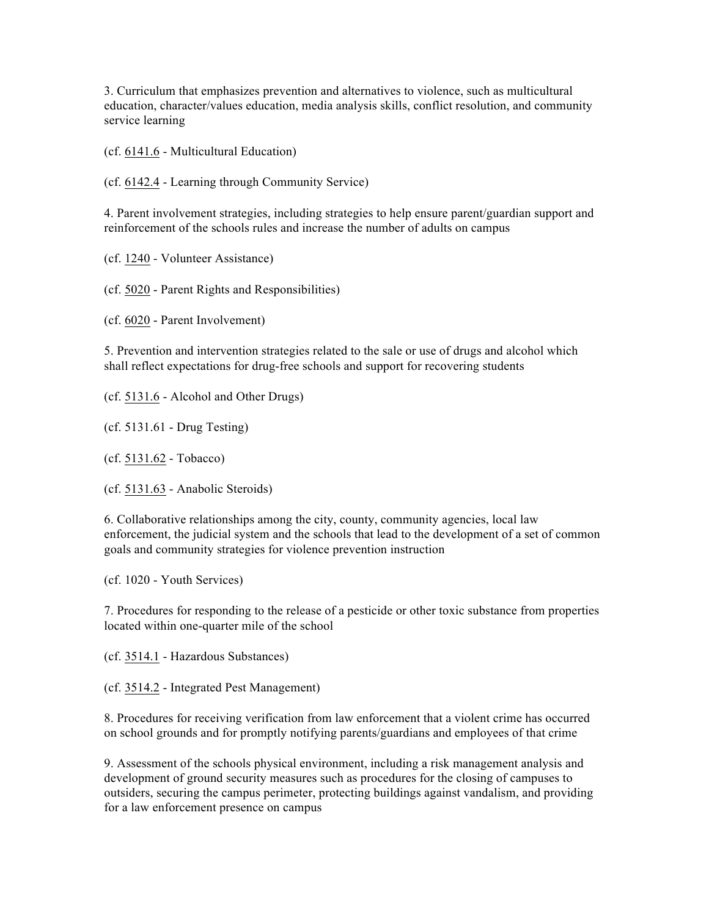3. Curriculum that emphasizes prevention and alternatives to violence, such as multicultural education, character/values education, media analysis skills, conflict resolution, and community service learning

(cf. 6141.6 - Multicultural Education)

(cf. 6142.4 - Learning through Community Service)

4. Parent involvement strategies, including strategies to help ensure parent/guardian support and reinforcement of the schools rules and increase the number of adults on campus

(cf. 1240 - Volunteer Assistance)

(cf. 5020 - Parent Rights and Responsibilities)

(cf. 6020 - Parent Involvement)

5. Prevention and intervention strategies related to the sale or use of drugs and alcohol which shall reflect expectations for drug-free schools and support for recovering students

(cf. 5131.6 - Alcohol and Other Drugs)

(cf. 5131.61 - Drug Testing)

(cf. 5131.62 - Tobacco)

(cf. 5131.63 - Anabolic Steroids)

6. Collaborative relationships among the city, county, community agencies, local law enforcement, the judicial system and the schools that lead to the development of a set of common goals and community strategies for violence prevention instruction

(cf. 1020 - Youth Services)

7. Procedures for responding to the release of a pesticide or other toxic substance from properties located within one-quarter mile of the school

(cf. 3514.1 - Hazardous Substances)

(cf. 3514.2 - Integrated Pest Management)

8. Procedures for receiving verification from law enforcement that a violent crime has occurred on school grounds and for promptly notifying parents/guardians and employees of that crime

9. Assessment of the schools physical environment, including a risk management analysis and development of ground security measures such as procedures for the closing of campuses to outsiders, securing the campus perimeter, protecting buildings against vandalism, and providing for a law enforcement presence on campus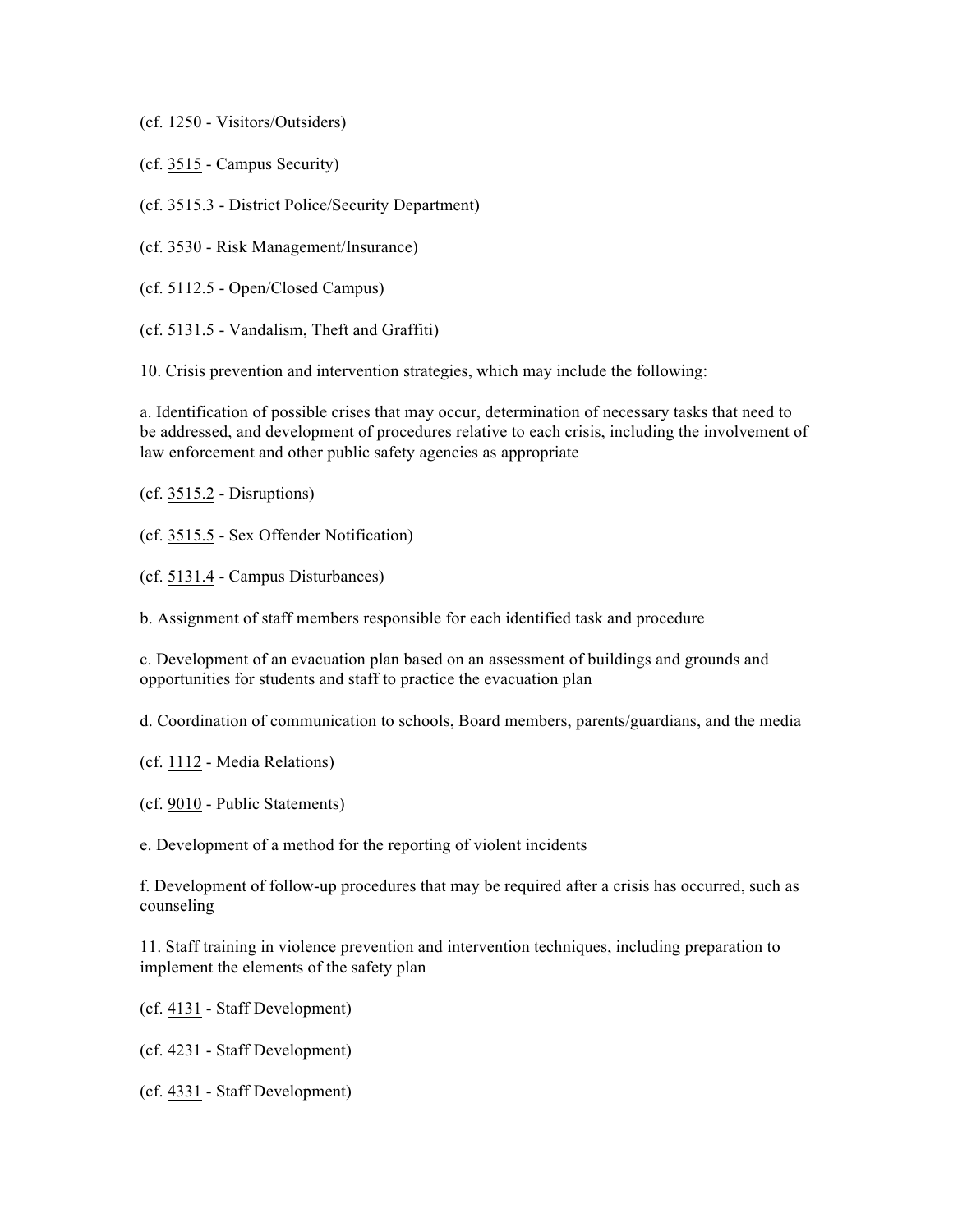(cf. 1250 - Visitors/Outsiders)

(cf. 3515 - Campus Security)

(cf. 3515.3 - District Police/Security Department)

(cf. 3530 - Risk Management/Insurance)

(cf. 5112.5 - Open/Closed Campus)

(cf. 5131.5 - Vandalism, Theft and Graffiti)

10. Crisis prevention and intervention strategies, which may include the following:

a. Identification of possible crises that may occur, determination of necessary tasks that need to be addressed, and development of procedures relative to each crisis, including the involvement of law enforcement and other public safety agencies as appropriate

(cf. 3515.2 - Disruptions)

(cf. 3515.5 - Sex Offender Notification)

(cf. 5131.4 - Campus Disturbances)

b. Assignment of staff members responsible for each identified task and procedure

c. Development of an evacuation plan based on an assessment of buildings and grounds and opportunities for students and staff to practice the evacuation plan

d. Coordination of communication to schools, Board members, parents/guardians, and the media

(cf. 1112 - Media Relations)

(cf. 9010 - Public Statements)

e. Development of a method for the reporting of violent incidents

f. Development of follow-up procedures that may be required after a crisis has occurred, such as counseling

11. Staff training in violence prevention and intervention techniques, including preparation to implement the elements of the safety plan

(cf. 4131 - Staff Development)

(cf. 4231 - Staff Development)

(cf. 4331 - Staff Development)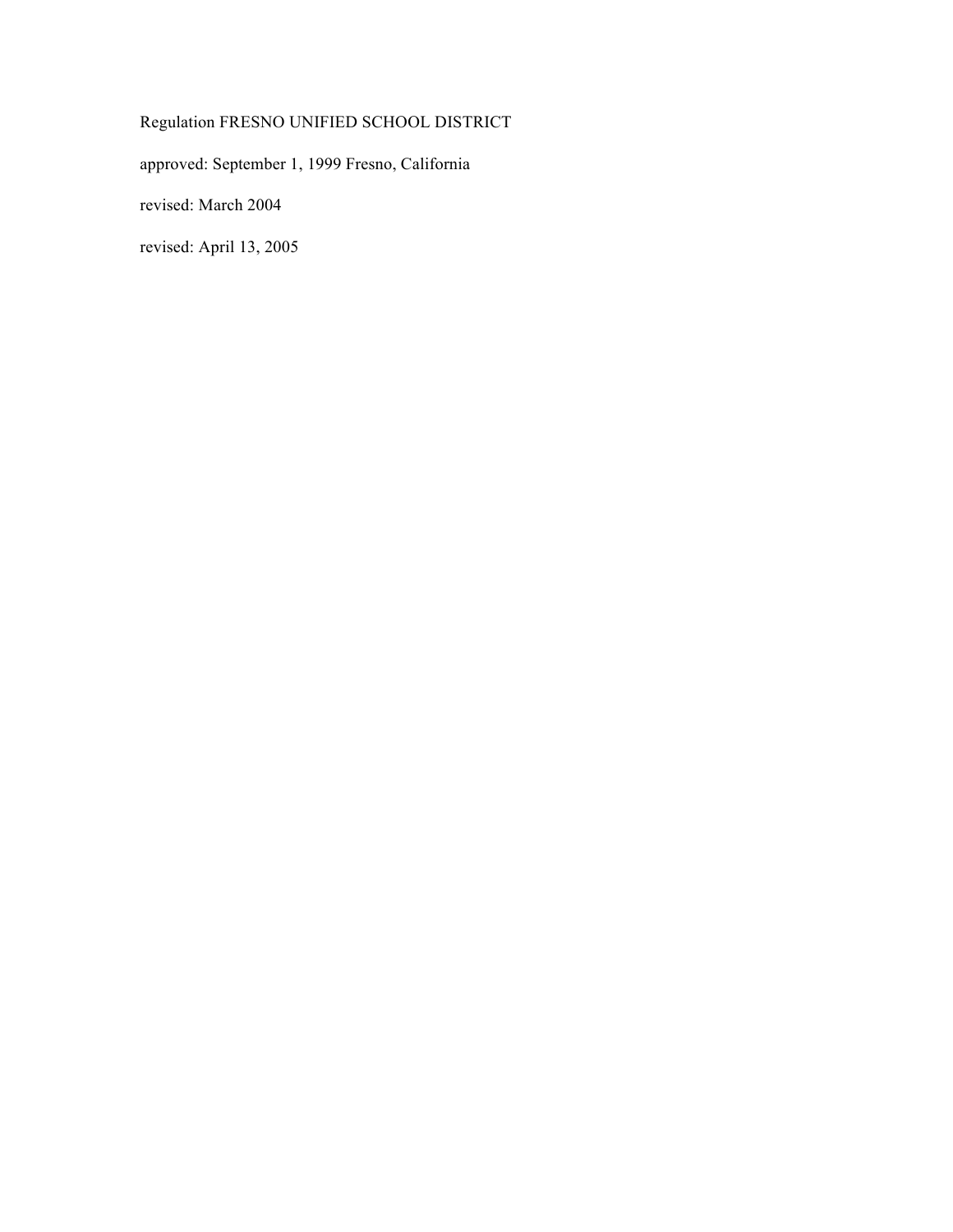Regulation FRESNO UNIFIED SCHOOL DISTRICT

approved: September 1, 1999 Fresno, California

revised: March 2004

revised: April 13, 2005